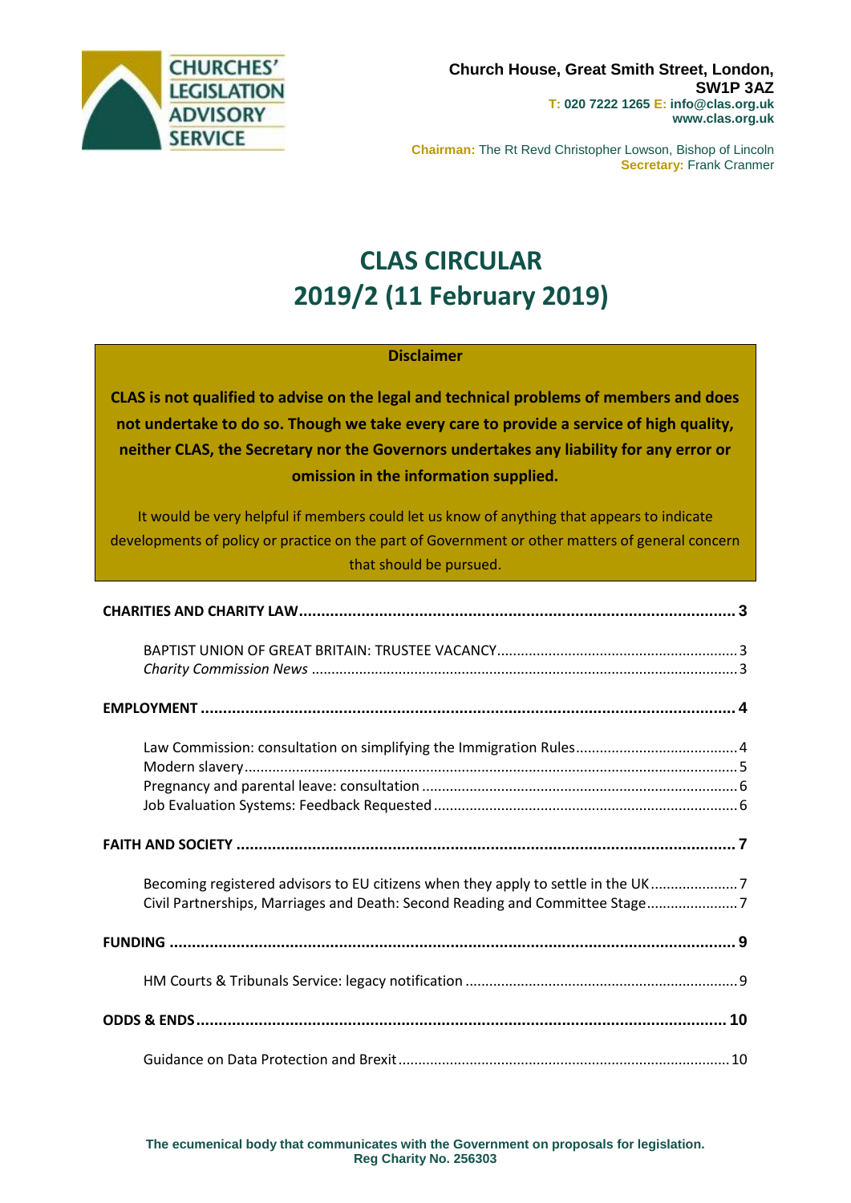CHURCHES' LEGISLATION ADVISORY SERVICE

**Church House, Great Smith Street, London, SW1P 3AZ**
**T: 020 7222 1265 E: info@clas.org.uk**
**www.clas.org.uk**

**Chairman:** The Rt Revd Christopher Lowson, Bishop of Lincoln
**Secretary:** Frank Cranmer

# CLAS CIRCULAR
# 2019/2 (11 February 2019)

**Disclaimer**

**CLAS is not qualified to advise on the legal and technical problems of members and does not undertake to do so. Though we take every care to provide a service of high quality, neither CLAS, the Secretary nor the Governors undertakes any liability for any error or omission in the information supplied.**

It would be very helpful if members could let us know of anything that appears to indicate developments of policy or practice on the part of Government or other matters of general concern that should be pursued.

**CHARIETIES AND CHARITY LAW** .......... 3

- BAPTIST UNION OF GREAT BRITAIN: TRUSTEE VACANCY .......... 3
- *Charity Commission News* .......... 3

**EMPLOYMENT** .......... 4

- Law Commission: consultation on simplifying the Immigration Rules .......... 4
- Modern slavery .......... 5
- Pregnancy and parental leave: consultation .......... 6
- Job Evaluation Systems: Feedback Requested .......... 6

**FAITH AND SOCIETY** .......... 7

- Becoming registered advisors to EU citizens when they apply to settle in the UK .......... 7
- Civil Partnerships, Marriages and Death: Second Reading and Committee Stage .......... 7

**FUNDING** .......... 9

- HM Courts & Tribunals Service: legacy notification .......... 9

**ODDS & ENDS** .......... 10

- Guidance on Data Protection and Brexit .......... 10

**The ecumenical body that communicates with the Government on proposals for legislation.**
**Reg Charity No. 256303**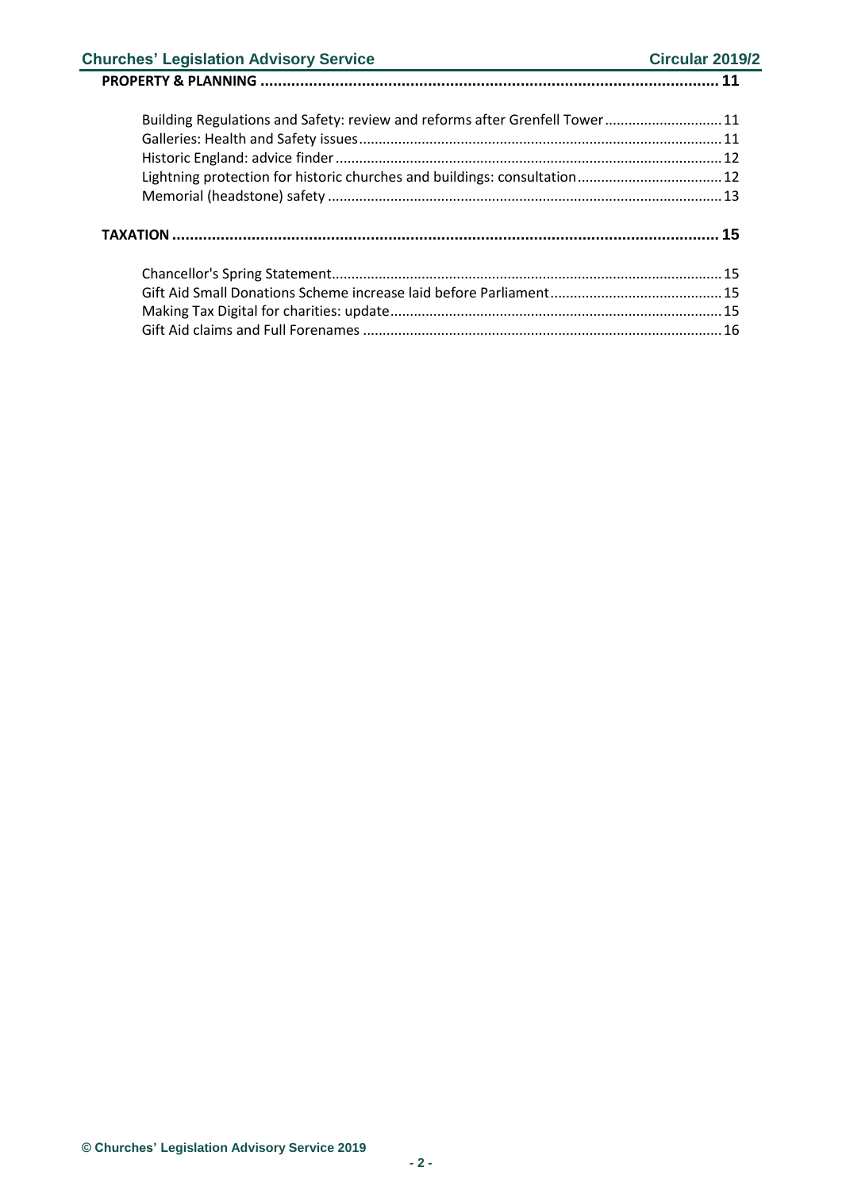**PROPERTY & PLANNING** ........................................................................................................ 11

- Building Regulations and Safety: review and reforms after Grenfell Tower ............................ 11
- Galleries: Health and Safety issues ......................................................................................... 11
- Historic England: advice finder ............................................................................................... 12
- Lightning protection for historic churches and buildings: consultation .................................... 12
- Memorial (headstone) safety ................................................................................................... 13

**TAXATION** ......................................................................................................................... 15

- Chancellor's Spring Statement ................................................................................................. 15
- Gift Aid Small Donations Scheme increase laid before Parliament ........................................... 15
- Making Tax Digital for charities: update .................................................................................. 15
- Gift Aid claims and Full Forenames ......................................................................................... 16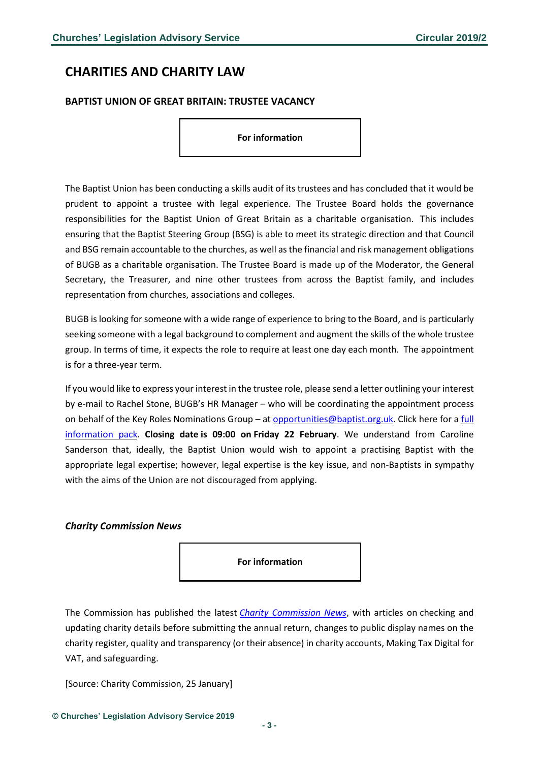# CHARITIES AND CHARITY LAW

### BAPTIST UNION OF GREAT BRITAIN: TRUSTEE VACANCY

**For information**

The Baptist Union has been conducting a skills audit of its trustees and has concluded that it would be prudent to appoint a trustee with legal experience. The Trustee Board holds the governance responsibilities for the Baptist Union of Great Britain as a charitable organisation. This includes ensuring that the Baptist Steering Group (BSG) is able to meet its strategic direction and that Council and BSG remain accountable to the churches, as well as the financial and risk management obligations of BUGB as a charitable organisation. The Trustee Board is made up of the Moderator, the General Secretary, the Treasurer, and nine other trustees from across the Baptist family, and includes representation from churches, associations and colleges.

BUGB is looking for someone with a wide range of experience to bring to the Board, and is particularly seeking someone with a legal background to complement and augment the skills of the whole trustee group. In terms of time, it expects the role to require at least one day each month. The appointment is for a three-year term.

If you would like to express your interest in the trustee role, please send a letter outlining your interest by e-mail to Rachel Stone, BUGB's HR Manager – who will be coordinating the appointment process on behalf of the Key Roles Nominations Group – at opportunities@baptist.org.uk. Click here for a full information pack. **Closing date is 09:00 on Friday 22 February**. We understand from Caroline Sanderson that, ideally, the Baptist Union would wish to appoint a practising Baptist with the appropriate legal expertise; however, legal expertise is the key issue, and non-Baptists in sympathy with the aims of the Union are not discouraged from applying.

### *Charity Commission News*

**For information**

The Commission has published the latest *Charity Commission News*, with articles on checking and updating charity details before submitting the annual return, changes to public display names on the charity register, quality and transparency (or their absence) in charity accounts, Making Tax Digital for VAT, and safeguarding.

[Source: Charity Commission, 25 January]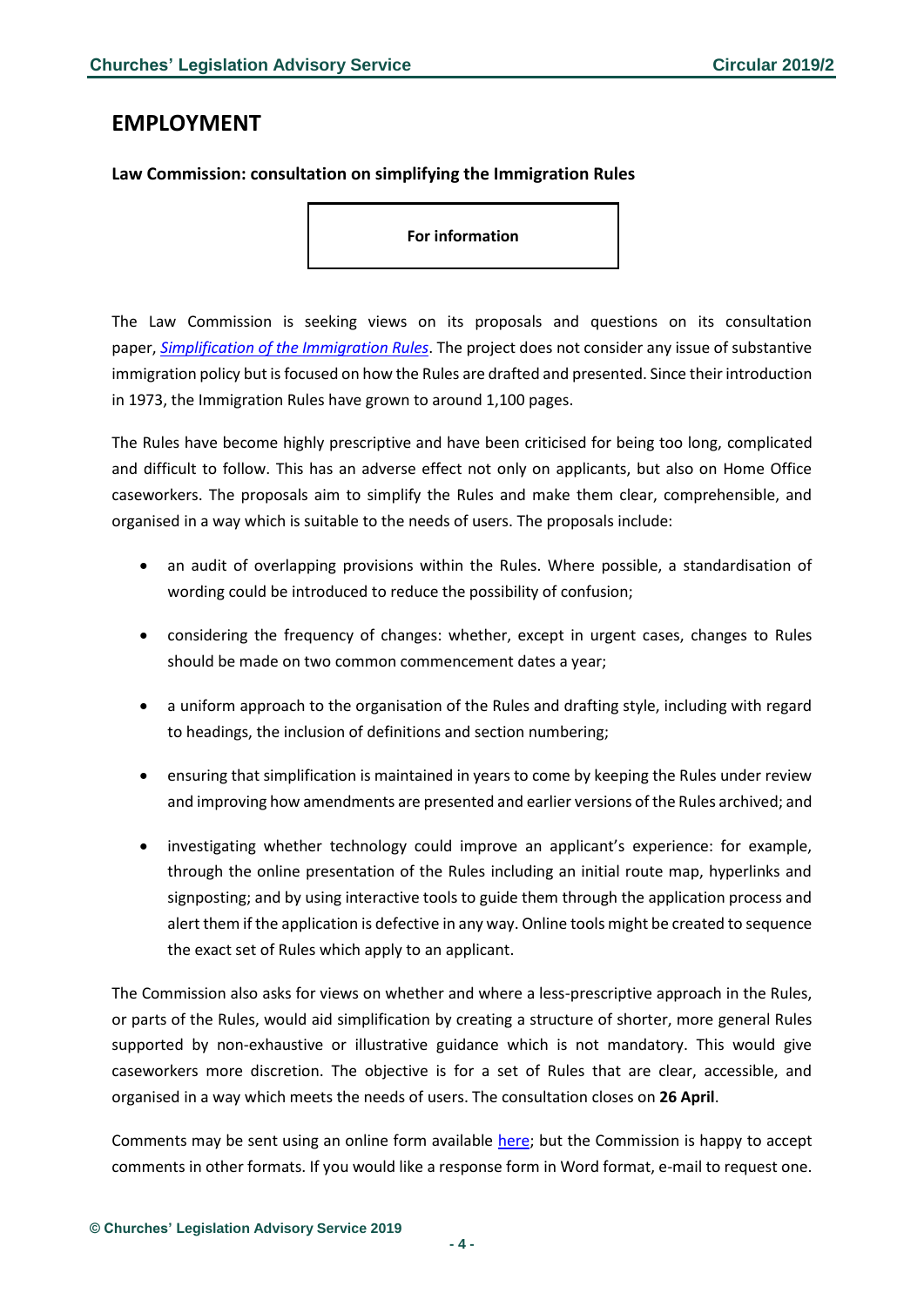# EMPLOYMENT

### Law Commission: consultation on simplifying the Immigration Rules

**For information**

The Law Commission is seeking views on its proposals and questions on its consultation paper, *Simplification of the Immigration Rules*. The project does not consider any issue of substantive immigration policy but is focused on how the Rules are drafted and presented. Since their introduction in 1973, the Immigration Rules have grown to around 1,100 pages.

The Rules have become highly prescriptive and have been criticised for being too long, complicated and difficult to follow. This has an adverse effect not only on applicants, but also on Home Office caseworkers. The proposals aim to simplify the Rules and make them clear, comprehensible, and organised in a way which is suitable to the needs of users. The proposals include:

- an audit of overlapping provisions within the Rules. Where possible, a standardisation of wording could be introduced to reduce the possibility of confusion;
- considering the frequency of changes: whether, except in urgent cases, changes to Rules should be made on two common commencement dates a year;
- a uniform approach to the organisation of the Rules and drafting style, including with regard to headings, the inclusion of definitions and section numbering;
- ensuring that simplification is maintained in years to come by keeping the Rules under review and improving how amendments are presented and earlier versions of the Rules archived; and
- investigating whether technology could improve an applicant's experience: for example, through the online presentation of the Rules including an initial route map, hyperlinks and signposting; and by using interactive tools to guide them through the application process and alert them if the application is defective in any way. Online tools might be created to sequence the exact set of Rules which apply to an applicant.

The Commission also asks for views on whether and where a less-prescriptive approach in the Rules, or parts of the Rules, would aid simplification by creating a structure of shorter, more general Rules supported by non-exhaustive or illustrative guidance which is not mandatory. This would give caseworkers more discretion. The objective is for a set of Rules that are clear, accessible, and organised in a way which meets the needs of users. The consultation closes on **26 April**.

Comments may be sent using an online form available here; but the Commission is happy to accept comments in other formats. If you would like a response form in Word format, e-mail to request one.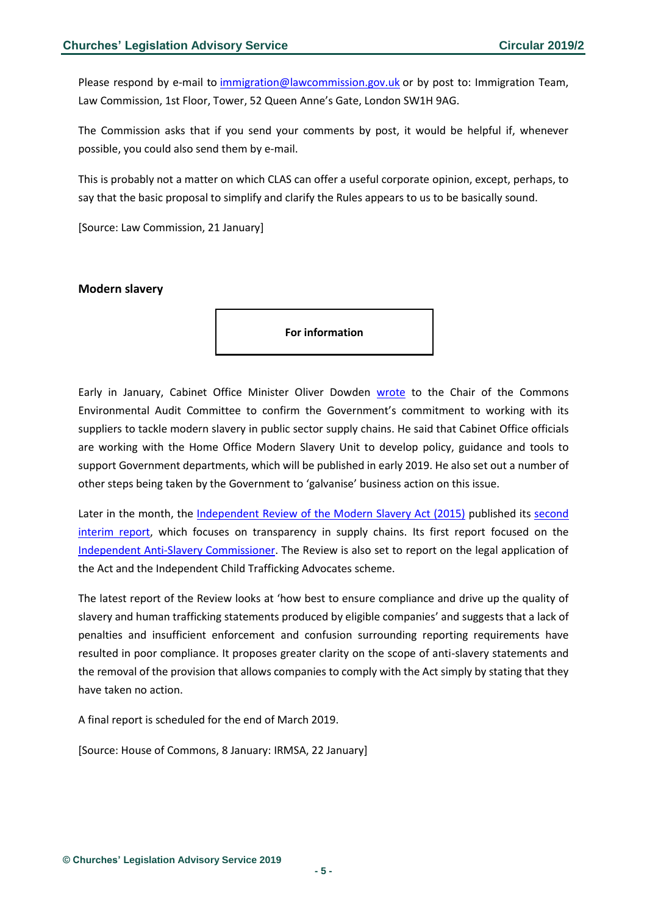Please respond by e-mail to immigration@lawcommission.gov.uk or by post to: Immigration Team, Law Commission, 1st Floor, Tower, 52 Queen Anne's Gate, London SW1H 9AG.

The Commission asks that if you send your comments by post, it would be helpful if, whenever possible, you could also send them by e-mail.

This is probably not a matter on which CLAS can offer a useful corporate opinion, except, perhaps, to say that the basic proposal to simplify and clarify the Rules appears to us to be basically sound.

[Source: Law Commission, 21 January]

### Modern slavery

**For information**

Early in January, Cabinet Office Minister Oliver Dowden wrote to the Chair of the Commons Environmental Audit Committee to confirm the Government's commitment to working with its suppliers to tackle modern slavery in public sector supply chains. He said that Cabinet Office officials are working with the Home Office Modern Slavery Unit to develop policy, guidance and tools to support Government departments, which will be published in early 2019. He also set out a number of other steps being taken by the Government to 'galvanise' business action on this issue.

Later in the month, the Independent Review of the Modern Slavery Act (2015) published its second interim report, which focuses on transparency in supply chains. Its first report focused on the Independent Anti-Slavery Commissioner. The Review is also set to report on the legal application of the Act and the Independent Child Trafficking Advocates scheme.

The latest report of the Review looks at 'how best to ensure compliance and drive up the quality of slavery and human trafficking statements produced by eligible companies' and suggests that a lack of penalties and insufficient enforcement and confusion surrounding reporting requirements have resulted in poor compliance. It proposes greater clarity on the scope of anti-slavery statements and the removal of the provision that allows companies to comply with the Act simply by stating that they have taken no action.

A final report is scheduled for the end of March 2019.

[Source: House of Commons, 8 January: IRMSA, 22 January]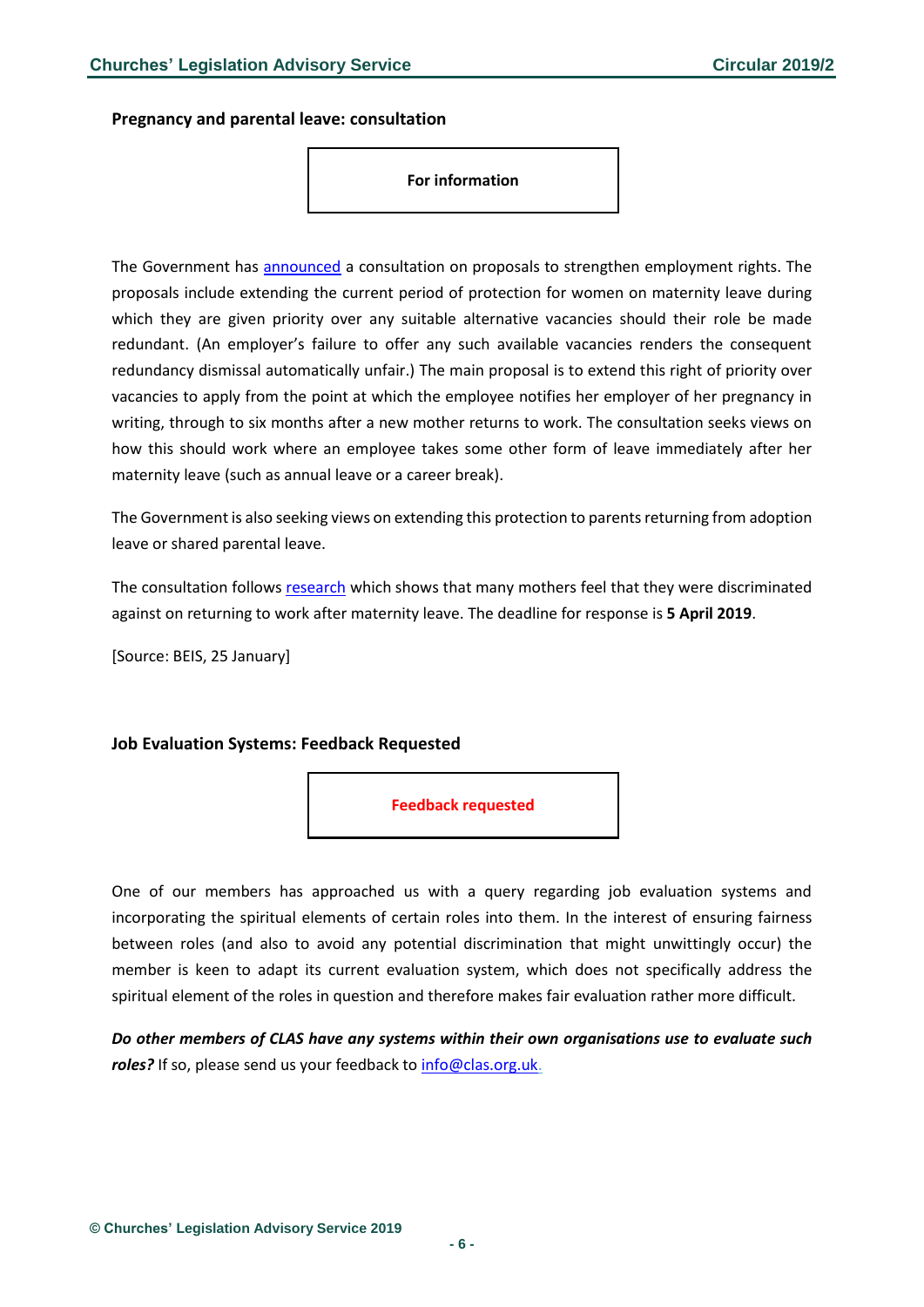### Pregnancy and parental leave: consultation

**For information**

The Government has announced a consultation on proposals to strengthen employment rights. The proposals include extending the current period of protection for women on maternity leave during which they are given priority over any suitable alternative vacancies should their role be made redundant. (An employer's failure to offer any such available vacancies renders the consequent redundancy dismissal automatically unfair.) The main proposal is to extend this right of priority over vacancies to apply from the point at which the employee notifies her employer of her pregnancy in writing, through to six months after a new mother returns to work. The consultation seeks views on how this should work where an employee takes some other form of leave immediately after her maternity leave (such as annual leave or a career break).

The Government is also seeking views on extending this protection to parents returning from adoption leave or shared parental leave.

The consultation follows research which shows that many mothers feel that they were discriminated against on returning to work after maternity leave. The deadline for response is **5 April 2019**.

[Source: BEIS, 25 January]

### Job Evaluation Systems: Feedback Requested

**Feedback requested**

One of our members has approached us with a query regarding job evaluation systems and incorporating the spiritual elements of certain roles into them. In the interest of ensuring fairness between roles (and also to avoid any potential discrimination that might unwittingly occur) the member is keen to adapt its current evaluation system, which does not specifically address the spiritual element of the roles in question and therefore makes fair evaluation rather more difficult.

***Do other members of CLAS have any systems within their own organisations use to evaluate such roles?*** If so, please send us your feedback to info@clas.org.uk.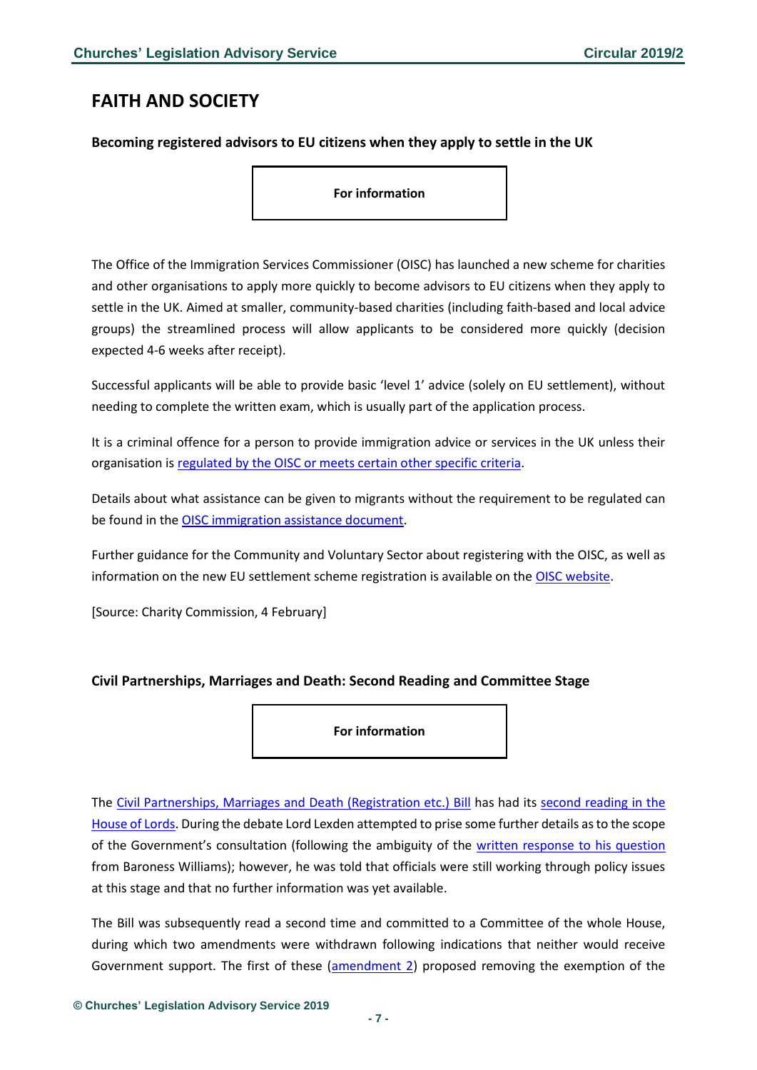## FAITH AND SOCIETY

### Becoming registered advisors to EU citizens when they apply to settle in the UK

**For information**

The Office of the Immigration Services Commissioner (OISC) has launched a new scheme for charities and other organisations to apply more quickly to become advisors to EU citizens when they apply to settle in the UK. Aimed at smaller, community-based charities (including faith-based and local advice groups) the streamlined process will allow applicants to be considered more quickly (decision expected 4-6 weeks after receipt).

Successful applicants will be able to provide basic 'level 1' advice (solely on EU settlement), without needing to complete the written exam, which is usually part of the application process.

It is a criminal offence for a person to provide immigration advice or services in the UK unless their organisation is regulated by the OISC or meets certain other specific criteria.

Details about what assistance can be given to migrants without the requirement to be regulated can be found in the OISC immigration assistance document.

Further guidance for the Community and Voluntary Sector about registering with the OISC, as well as information on the new EU settlement scheme registration is available on the OISC website.

[Source: Charity Commission, 4 February]

### Civil Partnerships, Marriages and Death: Second Reading and Committee Stage

**For information**

The Civil Partnerships, Marriages and Death (Registration etc.) Bill has had its second reading in the House of Lords. During the debate Lord Lexden attempted to prise some further details as to the scope of the Government's consultation (following the ambiguity of the written response to his question from Baroness Williams); however, he was told that officials were still working through policy issues at this stage and that no further information was yet available.

The Bill was subsequently read a second time and committed to a Committee of the whole House, during which two amendments were withdrawn following indications that neither would receive Government support. The first of these (amendment 2) proposed removing the exemption of the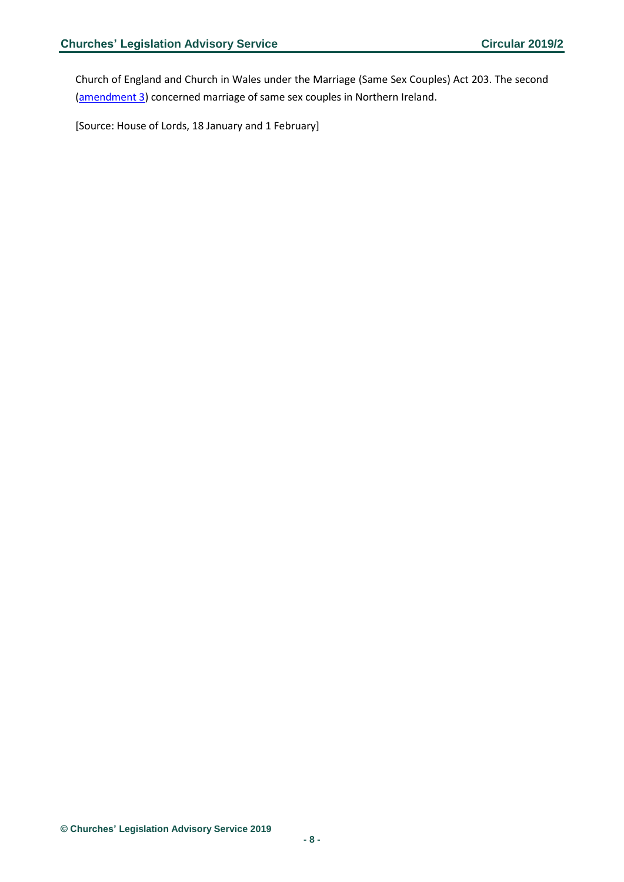Church of England and Church in Wales under the Marriage (Same Sex Couples) Act 203. The second (amendment 3) concerned marriage of same sex couples in Northern Ireland.

[Source: House of Lords, 18 January and 1 February]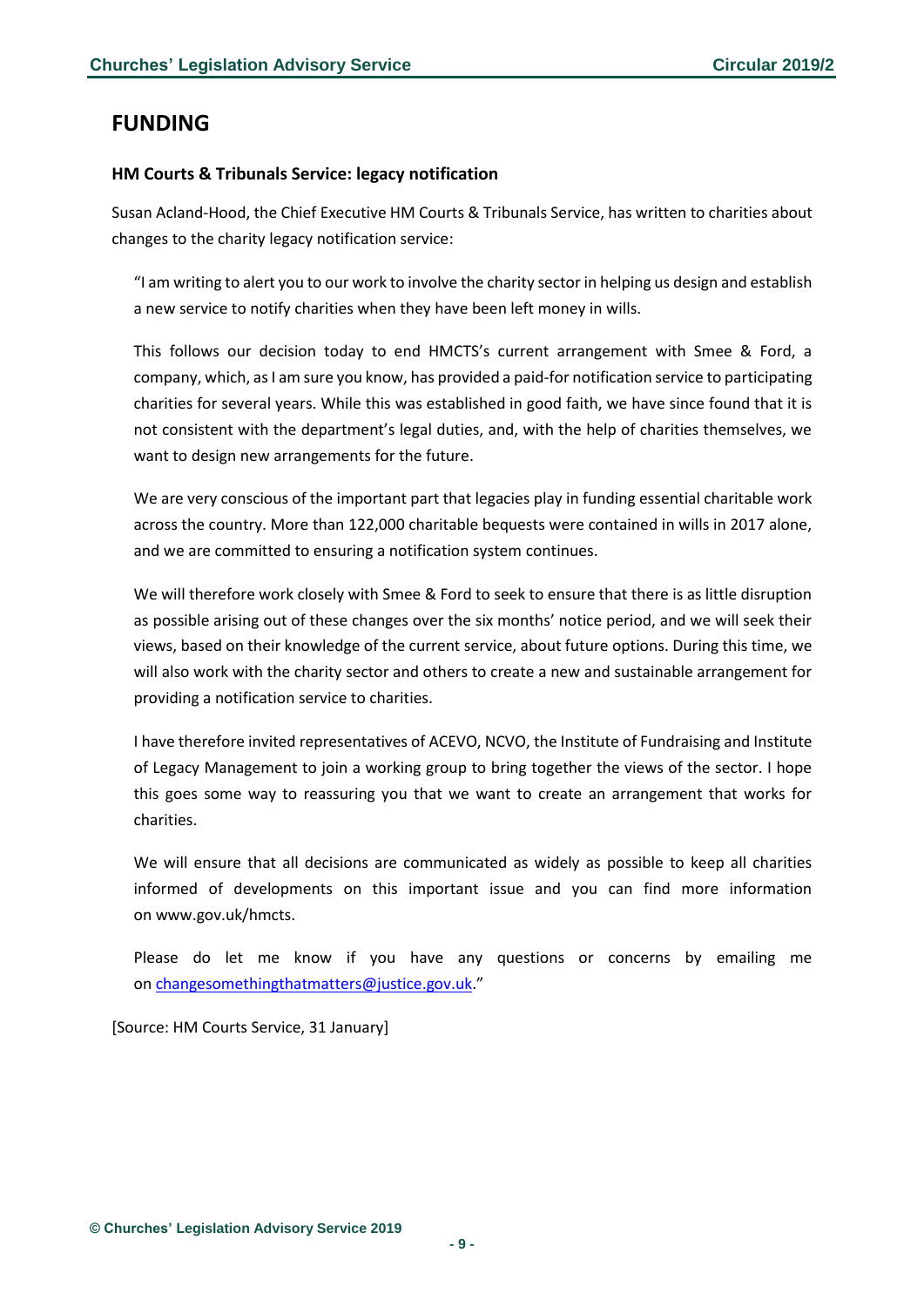# FUNDING

### HM Courts & Tribunals Service: legacy notification

Susan Acland-Hood, the Chief Executive HM Courts & Tribunals Service, has written to charities about changes to the charity legacy notification service:

> "I am writing to alert you to our work to involve the charity sector in helping us design and establish a new service to notify charities when they have been left money in wills.
>
> This follows our decision today to end HMCTS's current arrangement with Smee & Ford, a company, which, as I am sure you know, has provided a paid-for notification service to participating charities for several years. While this was established in good faith, we have since found that it is not consistent with the department's legal duties, and, with the help of charities themselves, we want to design new arrangements for the future.
>
> We are very conscious of the important part that legacies play in funding essential charitable work across the country. More than 122,000 charitable bequests were contained in wills in 2017 alone, and we are committed to ensuring a notification system continues.
>
> We will therefore work closely with Smee & Ford to seek to ensure that there is as little disruption as possible arising out of these changes over the six months' notice period, and we will seek their views, based on their knowledge of the current service, about future options. During this time, we will also work with the charity sector and others to create a new and sustainable arrangement for providing a notification service to charities.
>
> I have therefore invited representatives of ACEVO, NCVO, the Institute of Fundraising and Institute of Legacy Management to join a working group to bring together the views of the sector. I hope this goes some way to reassuring you that we want to create an arrangement that works for charities.
>
> We will ensure that all decisions are communicated as widely as possible to keep all charities informed of developments on this important issue and you can find more information on www.gov.uk/hmcts.
>
> Please do let me know if you have any questions or concerns by emailing me on changesomethingthatmatters@justice.gov.uk."

[Source: HM Courts Service, 31 January]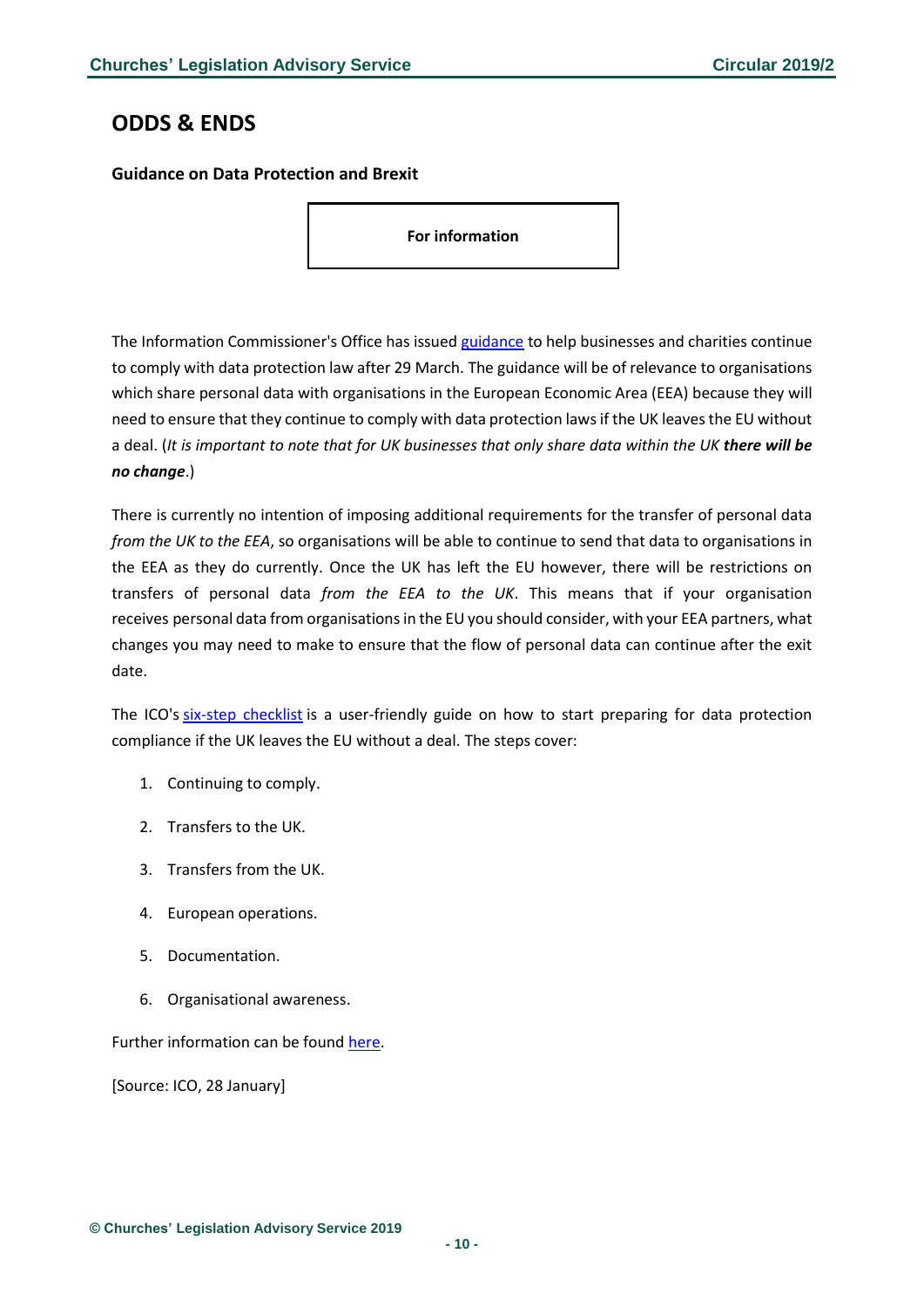# ODDS & ENDS

### Guidance on Data Protection and Brexit

**For information**

The Information Commissioner's Office has issued guidance to help businesses and charities continue to comply with data protection law after 29 March. The guidance will be of relevance to organisations which share personal data with organisations in the European Economic Area (EEA) because they will need to ensure that they continue to comply with data protection laws if the UK leaves the EU without a deal. (*It is important to note that for UK businesses that only share data within the UK* ***there will be no change***.)

There is currently no intention of imposing additional requirements for the transfer of personal data *from the UK to the EEA*, so organisations will be able to continue to send that data to organisations in the EEA as they do currently. Once the UK has left the EU however, there will be restrictions on transfers of personal data *from the EEA to the UK*. This means that if your organisation receives personal data from organisations in the EU you should consider, with your EEA partners, what changes you may need to make to ensure that the flow of personal data can continue after the exit date.

The ICO's six-step checklist is a user-friendly guide on how to start preparing for data protection compliance if the UK leaves the EU without a deal. The steps cover:

1. Continuing to comply.
2. Transfers to the UK.
3. Transfers from the UK.
4. European operations.
5. Documentation.
6. Organisational awareness.

Further information can be found here.

[Source: ICO, 28 January]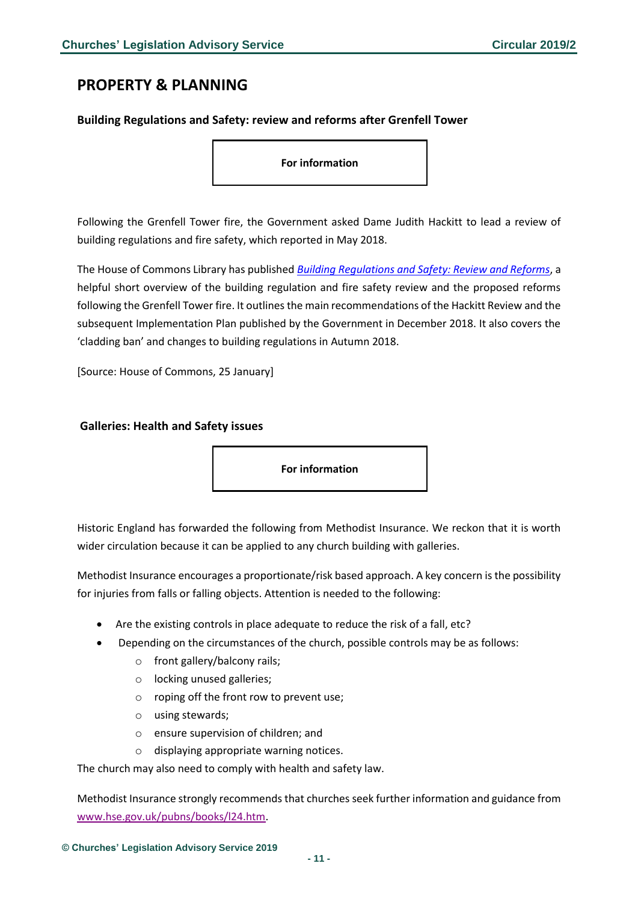# PROPERTY & PLANNING

### Building Regulations and Safety: review and reforms after Grenfell Tower

**For information**

Following the Grenfell Tower fire, the Government asked Dame Judith Hackitt to lead a review of building regulations and fire safety, which reported in May 2018.

The House of Commons Library has published *Building Regulations and Safety: Review and Reforms*, a helpful short overview of the building regulation and fire safety review and the proposed reforms following the Grenfell Tower fire. It outlines the main recommendations of the Hackitt Review and the subsequent Implementation Plan published by the Government in December 2018. It also covers the 'cladding ban' and changes to building regulations in Autumn 2018.

[Source: House of Commons, 25 January]

### Galleries: Health and Safety issues

**For information**

Historic England has forwarded the following from Methodist Insurance. We reckon that it is worth wider circulation because it can be applied to any church building with galleries.

Methodist Insurance encourages a proportionate/risk based approach. A key concern is the possibility for injuries from falls or falling objects. Attention is needed to the following:

- Are the existing controls in place adequate to reduce the risk of a fall, etc?
- Depending on the circumstances of the church, possible controls may be as follows:
  - front gallery/balcony rails;
  - locking unused galleries;
  - roping off the front row to prevent use;
  - using stewards;
  - ensure supervision of children; and
  - displaying appropriate warning notices.

The church may also need to comply with health and safety law.

Methodist Insurance strongly recommends that churches seek further information and guidance from www.hse.gov.uk/pubns/books/l24.htm.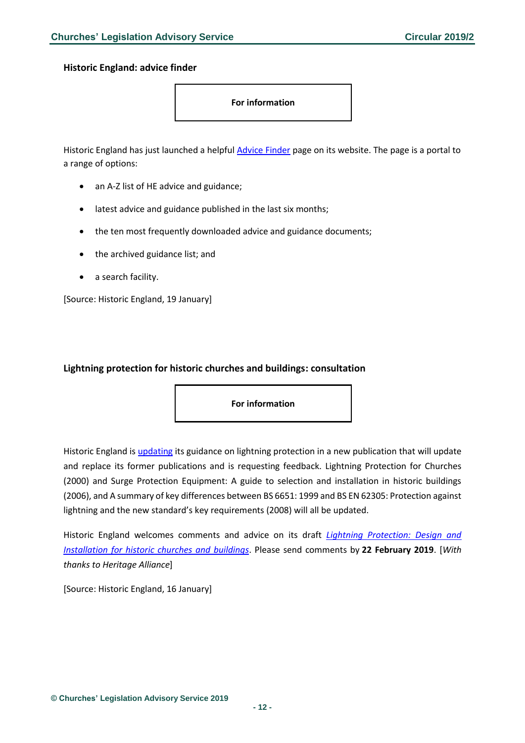### Historic England: advice finder

**For information**

Historic England has just launched a helpful Advice Finder page on its website. The page is a portal to a range of options:

- an A-Z list of HE advice and guidance;
- latest advice and guidance published in the last six months;
- the ten most frequently downloaded advice and guidance documents;
- the archived guidance list; and
- a search facility.

[Source: Historic England, 19 January]

### Lightning protection for historic churches and buildings: consultation

**For information**

Historic England is updating its guidance on lightning protection in a new publication that will update and replace its former publications and is requesting feedback. Lightning Protection for Churches (2000) and Surge Protection Equipment: A guide to selection and installation in historic buildings (2006), and A summary of key differences between BS 6651: 1999 and BS EN 62305: Protection against lightning and the new standard's key requirements (2008) will all be updated.

Historic England welcomes comments and advice on its draft *Lightning Protection: Design and Installation for historic churches and buildings*. Please send comments by **22 February 2019**. [*With thanks to Heritage Alliance*]

[Source: Historic England, 16 January]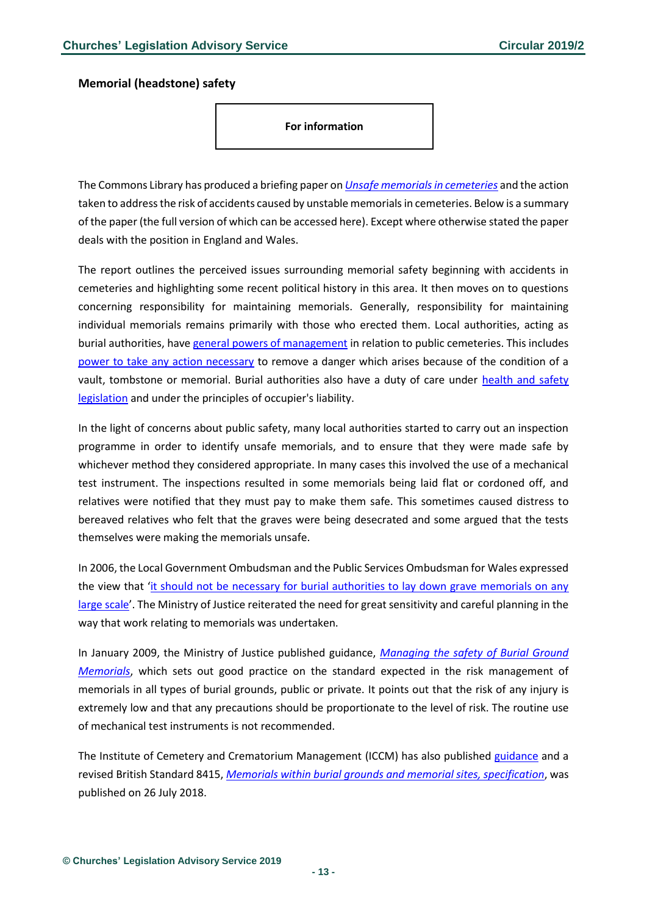**Memorial (headstone) safety**

**For information**

The Commons Library has produced a briefing paper on *Unsafe memorials in cemeteries* and the action taken to address the risk of accidents caused by unstable memorials in cemeteries. Below is a summary of the paper (the full version of which can be accessed here). Except where otherwise stated the paper deals with the position in England and Wales.

The report outlines the perceived issues surrounding memorial safety beginning with accidents in cemeteries and highlighting some recent political history in this area. It then moves on to questions concerning responsibility for maintaining memorials. Generally, responsibility for maintaining individual memorials remains primarily with those who erected them. Local authorities, acting as burial authorities, have general powers of management in relation to public cemeteries. This includes power to take any action necessary to remove a danger which arises because of the condition of a vault, tombstone or memorial. Burial authorities also have a duty of care under health and safety legislation and under the principles of occupier's liability.

In the light of concerns about public safety, many local authorities started to carry out an inspection programme in order to identify unsafe memorials, and to ensure that they were made safe by whichever method they considered appropriate. In many cases this involved the use of a mechanical test instrument. The inspections resulted in some memorials being laid flat or cordoned off, and relatives were notified that they must pay to make them safe. This sometimes caused distress to bereaved relatives who felt that the graves were being desecrated and some argued that the tests themselves were making the memorials unsafe.

In 2006, the Local Government Ombudsman and the Public Services Ombudsman for Wales expressed the view that 'it should not be necessary for burial authorities to lay down grave memorials on any large scale'. The Ministry of Justice reiterated the need for great sensitivity and careful planning in the way that work relating to memorials was undertaken.

In January 2009, the Ministry of Justice published guidance, *Managing the safety of Burial Ground Memorials*, which sets out good practice on the standard expected in the risk management of memorials in all types of burial grounds, public or private. It points out that the risk of any injury is extremely low and that any precautions should be proportionate to the level of risk. The routine use of mechanical test instruments is not recommended.

The Institute of Cemetery and Crematorium Management (ICCM) has also published guidance and a revised British Standard 8415, *Memorials within burial grounds and memorial sites, specification*, was published on 26 July 2018.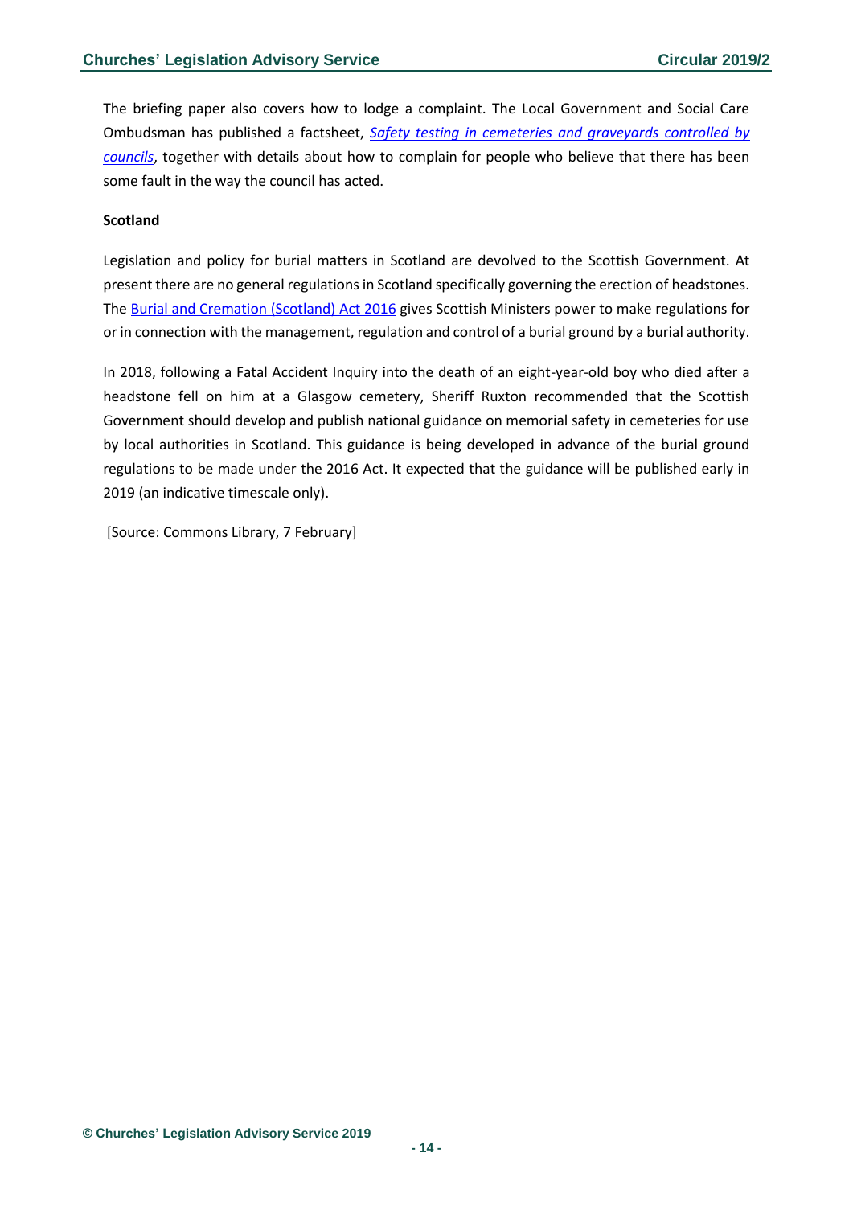The briefing paper also covers how to lodge a complaint. The Local Government and Social Care Ombudsman has published a factsheet, *[Safety testing in cemeteries and graveyards controlled by councils](#)*, together with details about how to complain for people who believe that there has been some fault in the way the council has acted.

**Scotland**

Legislation and policy for burial matters in Scotland are devolved to the Scottish Government. At present there are no general regulations in Scotland specifically governing the erection of headstones. The [Burial and Cremation (Scotland) Act 2016](#) gives Scottish Ministers power to make regulations for or in connection with the management, regulation and control of a burial ground by a burial authority.

In 2018, following a Fatal Accident Inquiry into the death of an eight-year-old boy who died after a headstone fell on him at a Glasgow cemetery, Sheriff Ruxton recommended that the Scottish Government should develop and publish national guidance on memorial safety in cemeteries for use by local authorities in Scotland. This guidance is being developed in advance of the burial ground regulations to be made under the 2016 Act. It expected that the guidance will be published early in 2019 (an indicative timescale only).

[Source: Commons Library, 7 February]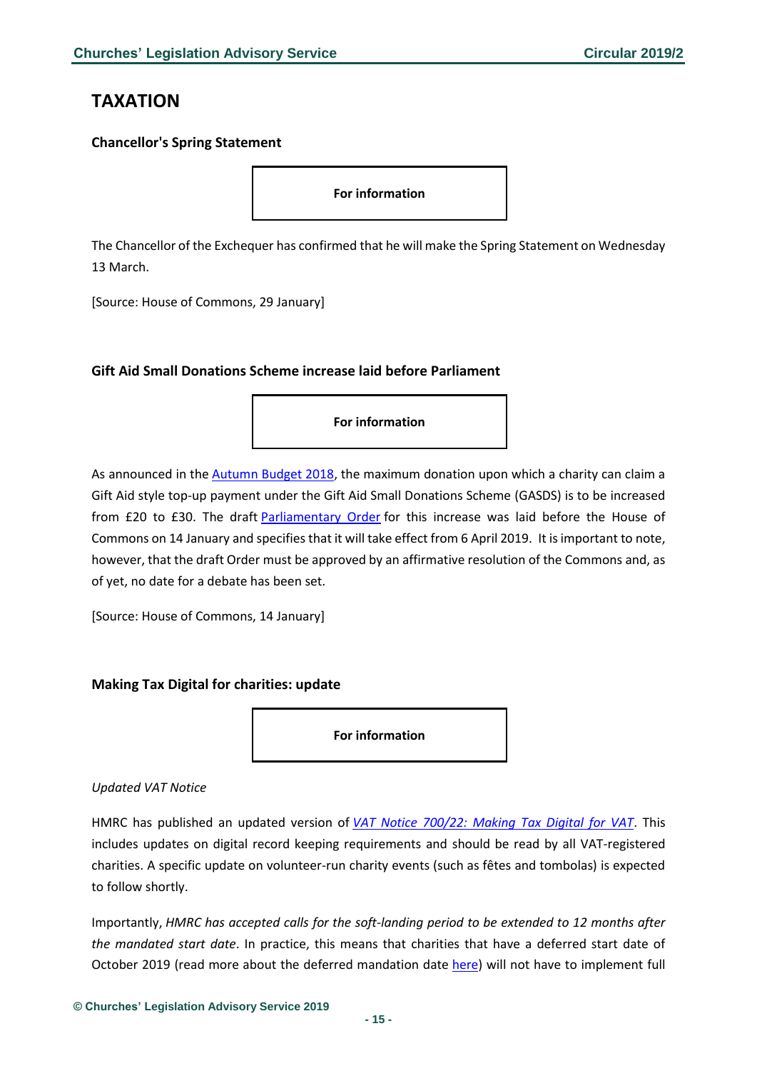# TAXATION

### Chancellor's Spring Statement

**For information**

The Chancellor of the Exchequer has confirmed that he will make the Spring Statement on Wednesday 13 March.

[Source: House of Commons, 29 January]

### Gift Aid Small Donations Scheme increase laid before Parliament

**For information**

As announced in the Autumn Budget 2018, the maximum donation upon which a charity can claim a Gift Aid style top-up payment under the Gift Aid Small Donations Scheme (GASDS) is to be increased from £20 to £30. The draft Parliamentary Order for this increase was laid before the House of Commons on 14 January and specifies that it will take effect from 6 April 2019. It is important to note, however, that the draft Order must be approved by an affirmative resolution of the Commons and, as of yet, no date for a debate has been set.

[Source: House of Commons, 14 January]

### Making Tax Digital for charities: update

**For information**

*Updated VAT Notice*

HMRC has published an updated version of *VAT Notice 700/22: Making Tax Digital for VAT*. This includes updates on digital record keeping requirements and should be read by all VAT-registered charities. A specific update on volunteer-run charity events (such as fêtes and tombolas) is expected to follow shortly.

Importantly, *HMRC has accepted calls for the soft-landing period to be extended to 12 months after the mandated start date*. In practice, this means that charities that have a deferred start date of October 2019 (read more about the deferred mandation date here) will not have to implement full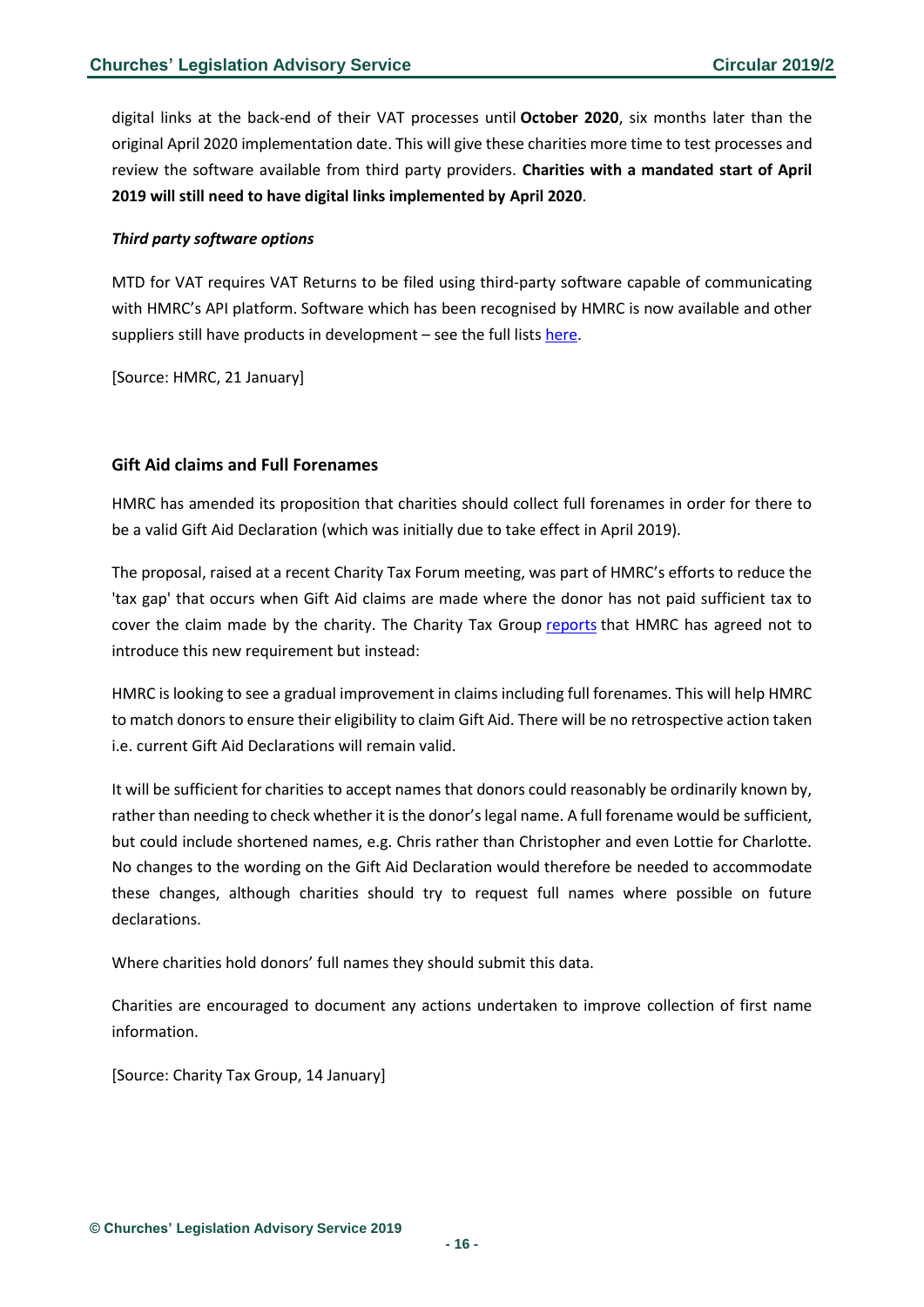digital links at the back-end of their VAT processes until **October 2020**, six months later than the original April 2020 implementation date. This will give these charities more time to test processes and review the software available from third party providers. **Charities with a mandated start of April 2019 will still need to have digital links implemented by April 2020**.

***Third party software options***

MTD for VAT requires VAT Returns to be filed using third-party software capable of communicating with HMRC's API platform. Software which has been recognised by HMRC is now available and other suppliers still have products in development – see the full lists [here](#).

[Source: HMRC, 21 January]

### Gift Aid claims and Full Forenames

HMRC has amended its proposition that charities should collect full forenames in order for there to be a valid Gift Aid Declaration (which was initially due to take effect in April 2019).

The proposal, raised at a recent Charity Tax Forum meeting, was part of HMRC's efforts to reduce the 'tax gap' that occurs when Gift Aid claims are made where the donor has not paid sufficient tax to cover the claim made by the charity. The Charity Tax Group [reports](#) that HMRC has agreed not to introduce this new requirement but instead:

HMRC is looking to see a gradual improvement in claims including full forenames. This will help HMRC to match donors to ensure their eligibility to claim Gift Aid. There will be no retrospective action taken i.e. current Gift Aid Declarations will remain valid.

It will be sufficient for charities to accept names that donors could reasonably be ordinarily known by, rather than needing to check whether it is the donor's legal name. A full forename would be sufficient, but could include shortened names, e.g. Chris rather than Christopher and even Lottie for Charlotte. No changes to the wording on the Gift Aid Declaration would therefore be needed to accommodate these changes, although charities should try to request full names where possible on future declarations.

Where charities hold donors' full names they should submit this data.

Charities are encouraged to document any actions undertaken to improve collection of first name information.

[Source: Charity Tax Group, 14 January]